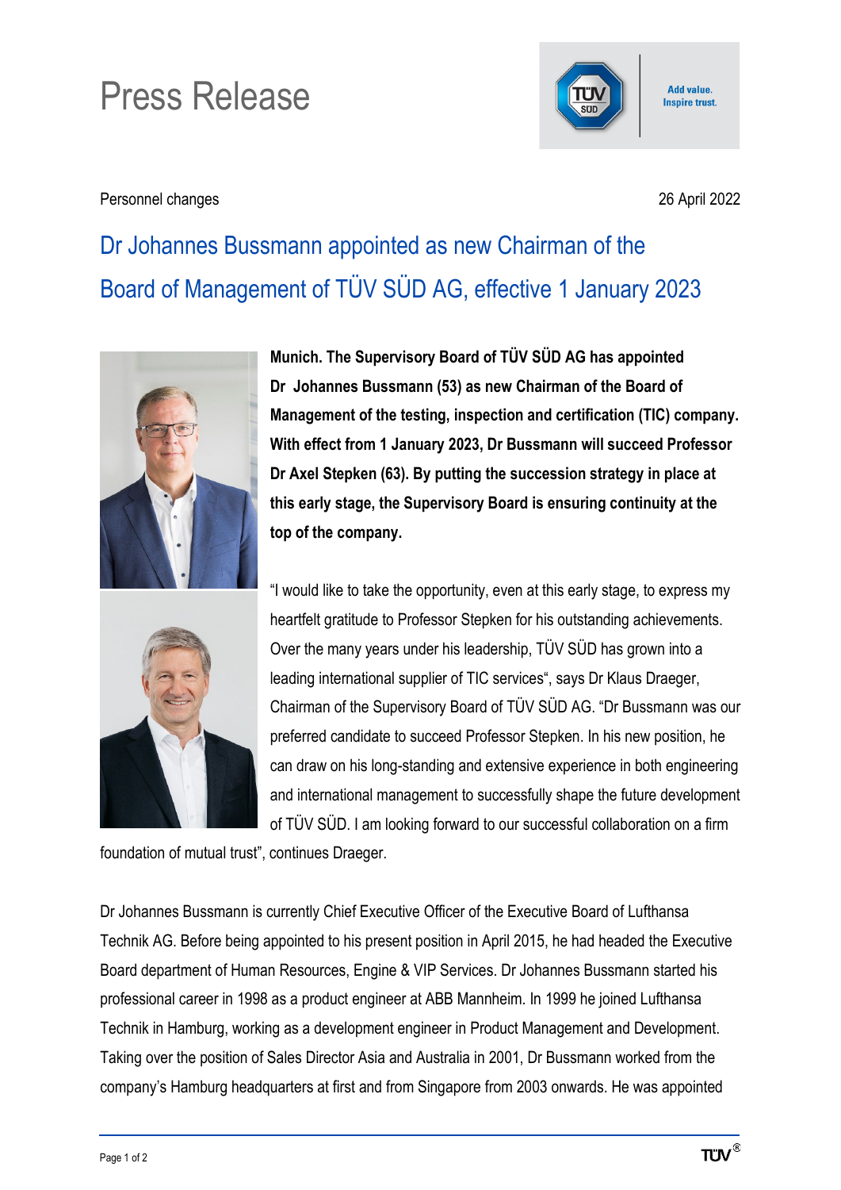# Press Release

Personnel changes

26 April 2022

## Dr Johannes Bussmann appointed as new Chairman of the Board of Management of TÜV SÜD AG, effective 1 January 2023

**Munich. The Supervisory Board of TÜV SÜD AG has appointed Dr Johannes Bussmann (53) as new Chairman of the Board of Management of the testing, inspection and certification (TIC) company. With effect from 1 January 2023, Dr Bussmann will succeed Professor Dr Axel Stepken (63). By putting the succession strategy in place at this early stage, the Supervisory Board is ensuring continuity at the top of the company.**

"I would like to take the opportunity, even at this early stage, to express my heartfelt gratitude to Professor Stepken for his outstanding achievements. Over the many years under his leadership, TÜV SÜD has grown into a leading international supplier of TIC services", says Dr Klaus Draeger, Chairman of the Supervisory Board of TÜV SÜD AG. "Dr Bussmann was our preferred candidate to succeed Professor Stepken. In his new position, he can draw on his long-standing and extensive experience in both engineering and international management to successfully shape the future development of TÜV SÜD. I am looking forward to our successful collaboration on a firm foundation of mutual trust", continues Draeger.

Dr Johannes Bussmann is currently Chief Executive Officer of the Executive Board of Lufthansa Technik AG. Before being appointed to his present position in April 2015, he had headed the Executive Board department of Human Resources, Engine & VIP Services. Dr Johannes Bussmann started his professional career in 1998 as a product engineer at ABB Mannheim. In 1999 he joined Lufthansa Technik in Hamburg, working as a development engineer in Product Management and Development. Taking over the position of Sales Director Asia and Australia in 2001, Dr Bussmann worked from the company's Hamburg headquarters at first and from Singapore from 2003 onwards. He was appointed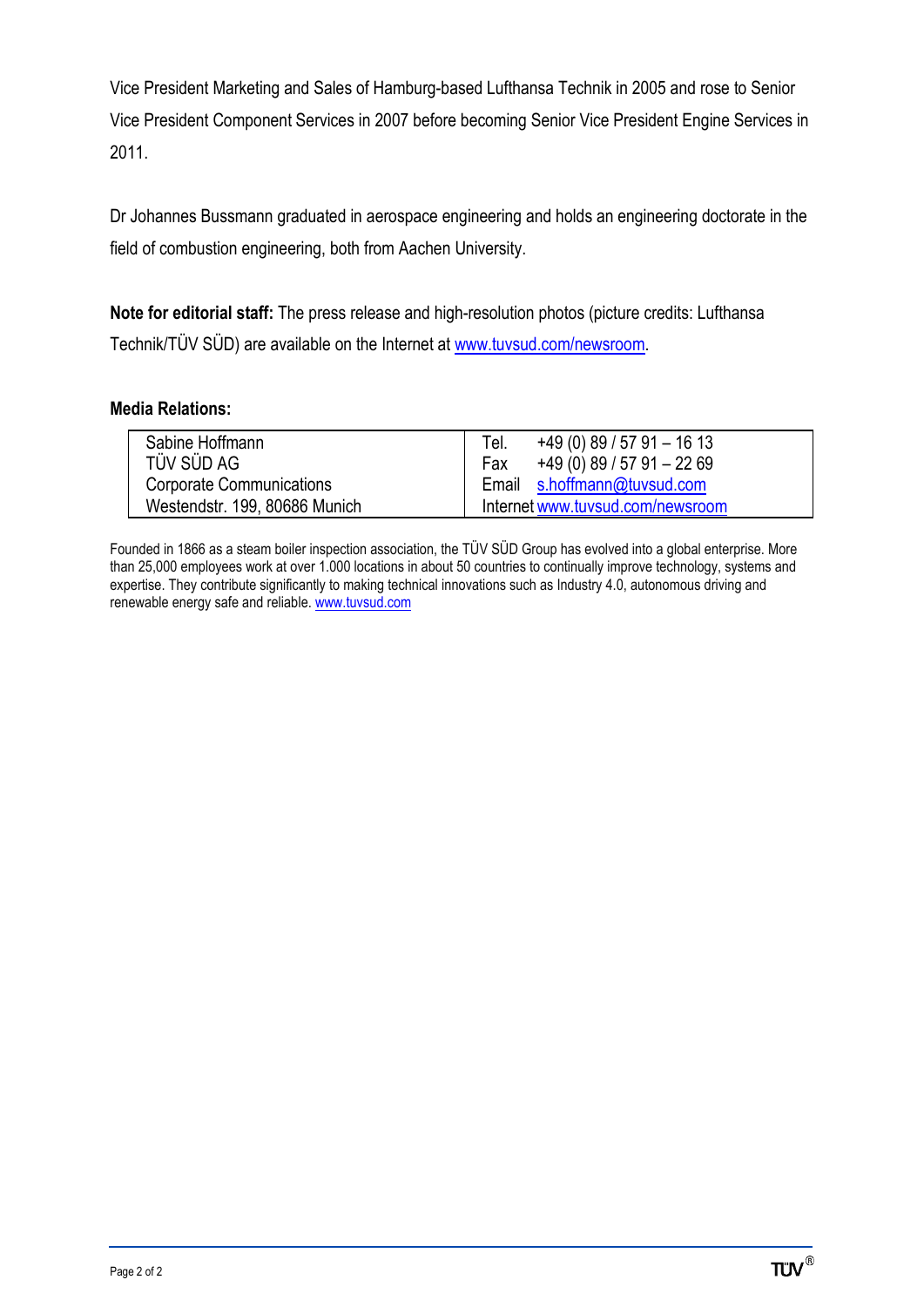Vice President Marketing and Sales of Hamburg-based Lufthansa Technik in 2005 and rose to Senior Vice President Component Services in 2007 before becoming Senior Vice President Engine Services in 2011.

Dr Johannes Bussmann graduated in aerospace engineering and holds an engineering doctorate in the field of combustion engineering, both from Aachen University.

**Note for editorial staff:** The press release and high-resolution photos (picture credits: Lufthansa Technik/TÜV SÜD) are available on the Internet at www.tuvsud.com/newsroom.

**Media Relations:**

| | |
|---|---|
| Sabine Hoffmann<br>TÜV SÜD AG<br>Corporate Communications<br>Westendstr. 199, 80686 Munich | Tel. +49 (0) 89 / 57 91 – 16 13<br>Fax +49 (0) 89 / 57 91 – 22 69<br>Email s.hoffmann@tuvsud.com<br>Internet www.tuvsud.com/newsroom |

Founded in 1866 as a steam boiler inspection association, the TÜV SÜD Group has evolved into a global enterprise. More than 25,000 employees work at over 1.000 locations in about 50 countries to continually improve technology, systems and expertise. They contribute significantly to making technical innovations such as Industry 4.0, autonomous driving and renewable energy safe and reliable. www.tuvsud.com